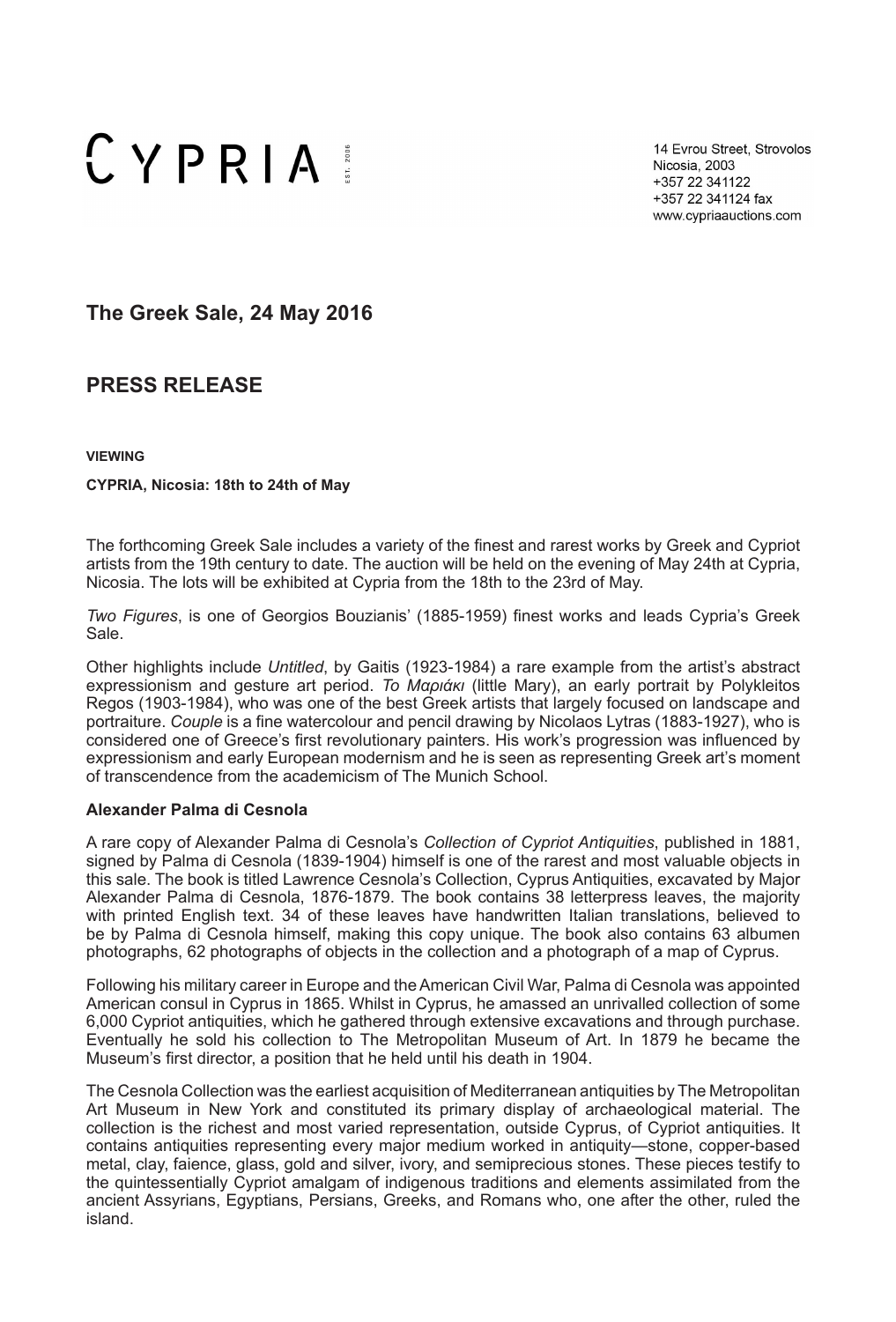CYPRIA EST. 2006

14 Evrou Street, Strovolos
Nicosia, 2003
+357 22 341122
+357 22 341124 fax
www.cypriaauctions.com

# The Greek Sale, 24 May 2016

# PRESS RELEASE

**VIEWING**

**CYPRIA, Nicosia: 18th to 24th of May**

The forthcoming Greek Sale includes a variety of the finest and rarest works by Greek and Cypriot artists from the 19th century to date. The auction will be held on the evening of May 24th at Cypria, Nicosia. The lots will be exhibited at Cypria from the 18th to the 23rd of May.

*Two Figures*, is one of Georgios Bouzianis' (1885-1959) finest works and leads Cypria's Greek Sale.

Other highlights include *Untitled*, by Gaitis (1923-1984) a rare example from the artist's abstract expressionism and gesture art period. *Το Μαριάκι* (little Mary), an early portrait by Polykleitos Regos (1903-1984), who was one of the best Greek artists that largely focused on landscape and portraiture. *Couple* is a fine watercolour and pencil drawing by Nicolaos Lytras (1883-1927), who is considered one of Greece's first revolutionary painters. His work's progression was influenced by expressionism and early European modernism and he is seen as representing Greek art's moment of transcendence from the academicism of The Munich School.

### Alexander Palma di Cesnola

A rare copy of Alexander Palma di Cesnola's *Collection of Cypriot Antiquities*, published in 1881, signed by Palma di Cesnola (1839-1904) himself is one of the rarest and most valuable objects in this sale. The book is titled Lawrence Cesnola's Collection, Cyprus Antiquities, excavated by Major Alexander Palma di Cesnola, 1876-1879. The book contains 38 letterpress leaves, the majority with printed English text. 34 of these leaves have handwritten Italian translations, believed to be by Palma di Cesnola himself, making this copy unique. The book also contains 63 albumen photographs, 62 photographs of objects in the collection and a photograph of a map of Cyprus.

Following his military career in Europe and the American Civil War, Palma di Cesnola was appointed American consul in Cyprus in 1865. Whilst in Cyprus, he amassed an unrivalled collection of some 6,000 Cypriot antiquities, which he gathered through extensive excavations and through purchase. Eventually he sold his collection to The Metropolitan Museum of Art. In 1879 he became the Museum's first director, a position that he held until his death in 1904.

The Cesnola Collection was the earliest acquisition of Mediterranean antiquities by The Metropolitan Art Museum in New York and constituted its primary display of archaeological material. The collection is the richest and most varied representation, outside Cyprus, of Cypriot antiquities. It contains antiquities representing every major medium worked in antiquity—stone, copper-based metal, clay, faience, glass, gold and silver, ivory, and semiprecious stones. These pieces testify to the quintessentially Cypriot amalgam of indigenous traditions and elements assimilated from the ancient Assyrians, Egyptians, Persians, Greeks, and Romans who, one after the other, ruled the island.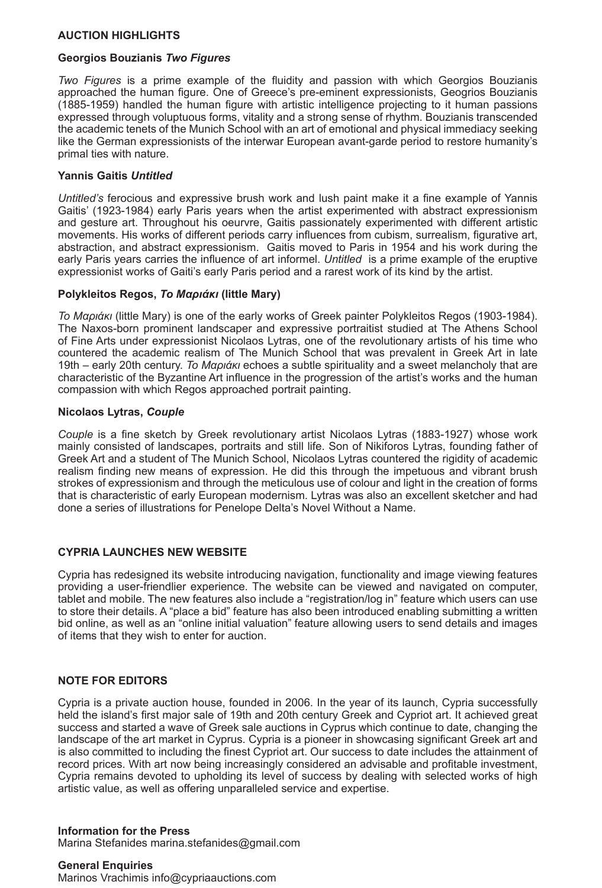## AUCTION HIGHLIGHTS

### Georgios Bouzianis *Two Figures*

*Two Figures* is a prime example of the fluidity and passion with which Georgios Bouzianis approached the human figure. One of Greece's pre-eminent expressionists, Geogrios Bouzianis (1885-1959) handled the human figure with artistic intelligence projecting to it human passions expressed through voluptuous forms, vitality and a strong sense of rhythm. Bouzianis transcended the academic tenets of the Munich School with an art of emotional and physical immediacy seeking like the German expressionists of the interwar European avant-garde period to restore humanity's primal ties with nature.

### Yannis Gaitis *Untitled*

*Untitled's* ferocious and expressive brush work and lush paint make it a fine example of Yannis Gaitis' (1923-1984) early Paris years when the artist experimented with abstract expressionism and gesture art. Throughout his oeurvre, Gaitis passionately experimented with different artistic movements. His works of different periods carry influences from cubism, surrealism, figurative art, abstraction, and abstract expressionism. Gaitis moved to Paris in 1954 and his work during the early Paris years carries the influence of art informel. *Untitled* is a prime example of the eruptive expressionist works of Gaiti's early Paris period and a rarest work of its kind by the artist.

### Polykleitos Regos, *Το Μαριάκι* (little Mary)

*Το Μαριάκι* (little Mary) is one of the early works of Greek painter Polykleitos Regos (1903-1984). The Naxos-born prominent landscaper and expressive portraitist studied at The Athens School of Fine Arts under expressionist Nicolaos Lytras, one of the revolutionary artists of his time who countered the academic realism of The Munich School that was prevalent in Greek Art in late 19th – early 20th century. *Το Μαριάκι* echoes a subtle spirituality and a sweet melancholy that are characteristic of the Byzantine Art influence in the progression of the artist's works and the human compassion with which Regos approached portrait painting.

### Nicolaos Lytras, *Couple*

*Couple* is a fine sketch by Greek revolutionary artist Nicolaos Lytras (1883-1927) whose work mainly consisted of landscapes, portraits and still life. Son of Nikiforos Lytras, founding father of Greek Art and a student of The Munich School, Nicolaos Lytras countered the rigidity of academic realism finding new means of expression. He did this through the impetuous and vibrant brush strokes of expressionism and through the meticulous use of colour and light in the creation of forms that is characteristic of early European modernism. Lytras was also an excellent sketcher and had done a series of illustrations for Penelope Delta's Novel Without a Name.

## CYPRIA LAUNCHES NEW WEBSITE

Cypria has redesigned its website introducing navigation, functionality and image viewing features providing a user-friendlier experience. The website can be viewed and navigated on computer, tablet and mobile. The new features also include a "registration/log in" feature which users can use to store their details. A "place a bid" feature has also been introduced enabling submitting a written bid online, as well as an "online initial valuation" feature allowing users to send details and images of items that they wish to enter for auction.

## NOTE FOR EDITORS

Cypria is a private auction house, founded in 2006. In the year of its launch, Cypria successfully held the island's first major sale of 19th and 20th century Greek and Cypriot art. It achieved great success and started a wave of Greek sale auctions in Cyprus which continue to date, changing the landscape of the art market in Cyprus. Cypria is a pioneer in showcasing significant Greek art and is also committed to including the finest Cypriot art. Our success to date includes the attainment of record prices. With art now being increasingly considered an advisable and profitable investment, Cypria remains devoted to upholding its level of success by dealing with selected works of high artistic value, as well as offering unparalleled service and expertise.

**Information for the Press**
Marina Stefanides marina.stefanides@gmail.com

**General Enquiries**
Marinos Vrachimis info@cypriaauctions.com